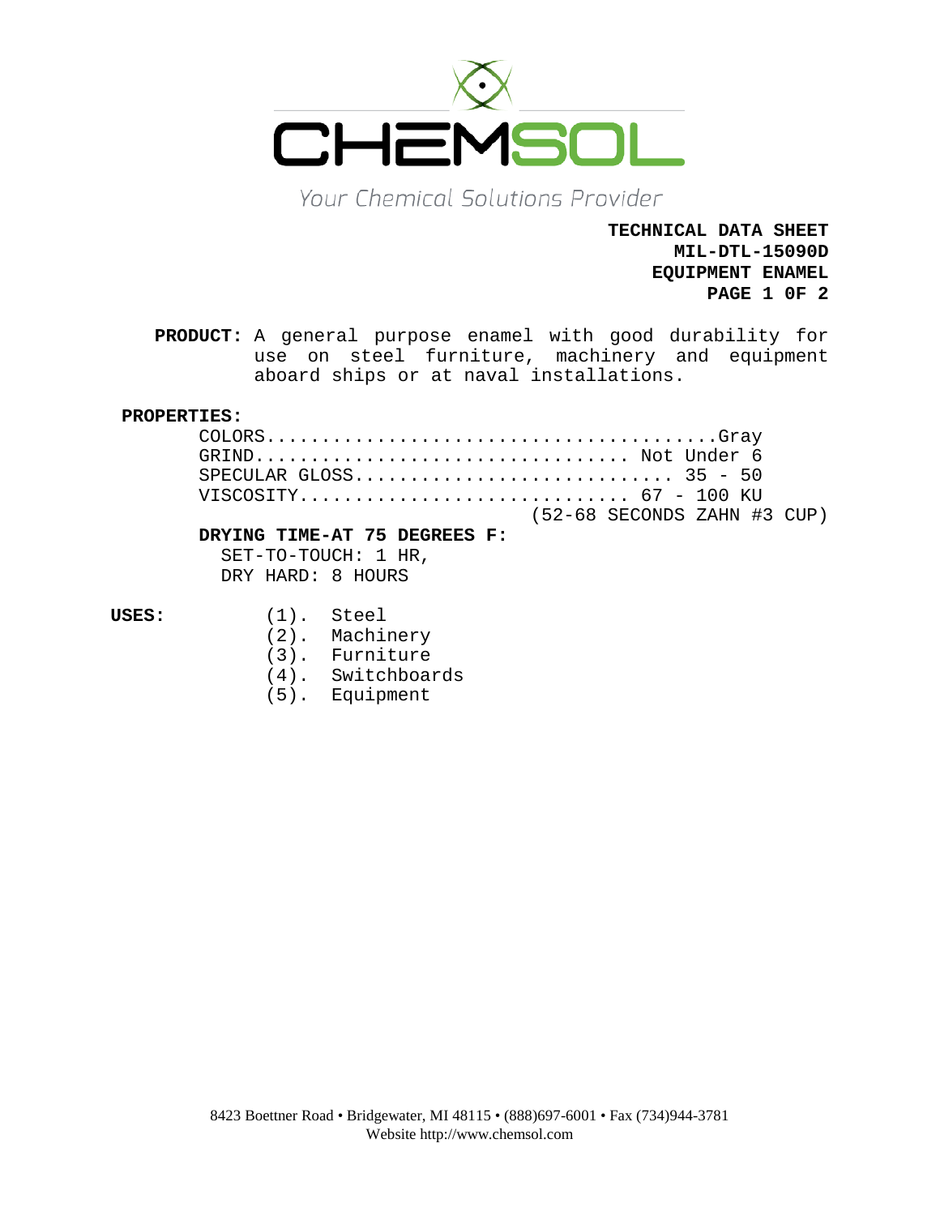CHEMSOL

*Your Chemical Solutions Provider*

**TECHNICAL DATA SHEET**
**MIL-DTL-15090D**
**EQUIPMENT ENAMEL**
**PAGE 1 0F 2**

**PRODUCT:** A general purpose enamel with good durability for use on steel furniture, machinery and equipment aboard ships or at naval installations.

**PROPERTIES:**

COLORS........................................Gray
GRIND.................................. Not Under 6
SPECULAR GLOSS............................. 35 - 50
VISCOSITY.............................. 67 - 100 KU
(52-68 SECONDS ZAHN #3 CUP)

**DRYING TIME-AT 75 DEGREES F:**

SET-TO-TOUCH: 1 HR,
DRY HARD: 8 HOURS

**USES:**

(1). Steel
(2). Machinery
(3). Furniture
(4). Switchboards
(5). Equipment

8423 Boettner Road • Bridgewater, MI 48115 • (888)697-6001 • Fax (734)944-3781
Website http://www.chemsol.com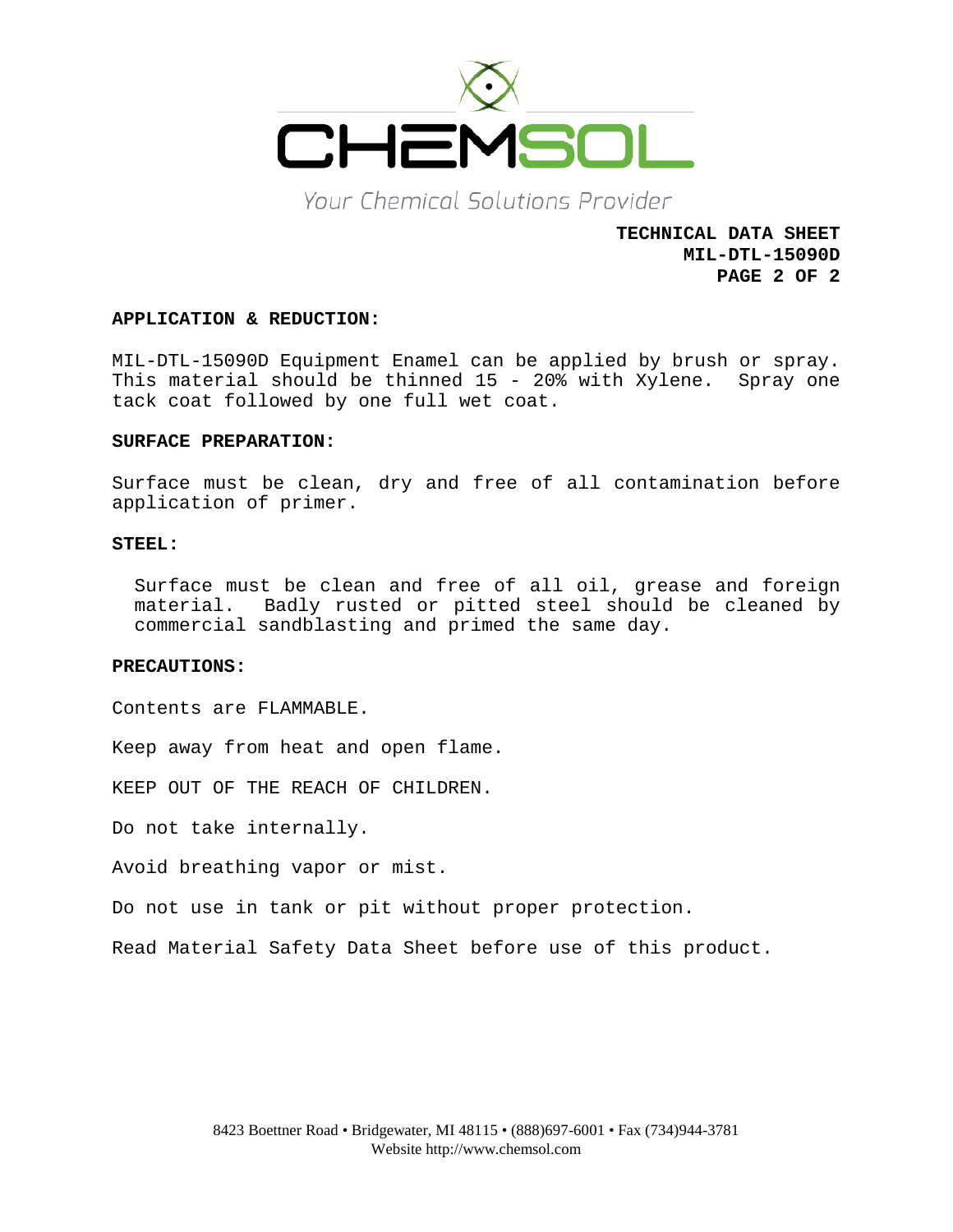**TECHNICAL DATA SHEET**
**MIL-DTL-15090D**

**APPLICATION & REDUCTION:**

MIL-DTL-15090D Equipment Enamel can be applied by brush or spray. This material should be thinned 15 - 20% with Xylene. Spray one tack coat followed by one full wet coat.

**SURFACE PREPARATION:**

Surface must be clean, dry and free of all contamination before application of primer.

**STEEL:**

Surface must be clean and free of all oil, grease and foreign material. Badly rusted or pitted steel should be cleaned by commercial sandblasting and primed the same day.

**PRECAUTIONS:**

Contents are FLAMMABLE.

Keep away from heat and open flame.

KEEP OUT OF THE REACH OF CHILDREN.

Do not take internally.

Avoid breathing vapor or mist.

Do not use in tank or pit without proper protection.

Read Material Safety Data Sheet before use of this product.